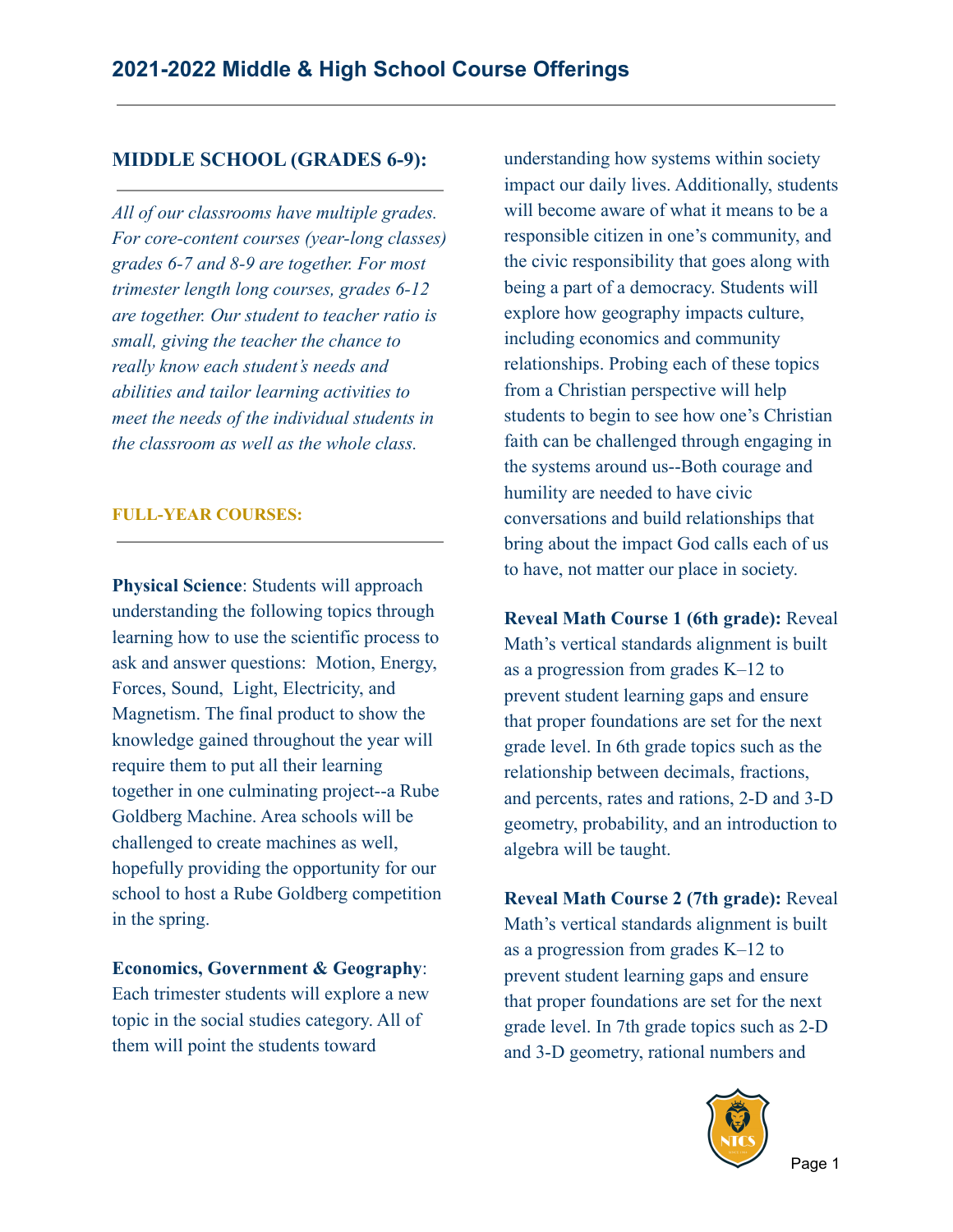# 2021-2022 Middle & High School Course Offerings

## MIDDLE SCHOOL (GRADES 6-9):

*All of our classrooms have multiple grades. For core-content courses (year-long classes) grades 6-7 and 8-9 are together. For most trimester length long courses, grades 6-12 are together. Our student to teacher ratio is small, giving the teacher the chance to really know each student's needs and abilities and tailor learning activities to meet the needs of the individual students in the classroom as well as the whole class.*

### FULL-YEAR COURSES:

**Physical Science**: Students will approach understanding the following topics through learning how to use the scientific process to ask and answer questions: Motion, Energy, Forces, Sound, Light, Electricity, and Magnetism. The final product to show the knowledge gained throughout the year will require them to put all their learning together in one culminating project--a Rube Goldberg Machine. Area schools will be challenged to create machines as well, hopefully providing the opportunity for our school to host a Rube Goldberg competition in the spring.

**Economics, Government & Geography**: Each trimester students will explore a new topic in the social studies category. All of them will point the students toward understanding how systems within society impact our daily lives. Additionally, students will become aware of what it means to be a responsible citizen in one's community, and the civic responsibility that goes along with being a part of a democracy. Students will explore how geography impacts culture, including economics and community relationships. Probing each of these topics from a Christian perspective will help students to begin to see how one's Christian faith can be challenged through engaging in the systems around us--Both courage and humility are needed to have civic conversations and build relationships that bring about the impact God calls each of us to have, not matter our place in society.

**Reveal Math Course 1 (6th grade):** Reveal Math's vertical standards alignment is built as a progression from grades K–12 to prevent student learning gaps and ensure that proper foundations are set for the next grade level. In 6th grade topics such as the relationship between decimals, fractions, and percents, rates and rations, 2-D and 3-D geometry, probability, and an introduction to algebra will be taught.

**Reveal Math Course 2 (7th grade):** Reveal Math's vertical standards alignment is built as a progression from grades K–12 to prevent student learning gaps and ensure that proper foundations are set for the next grade level. In 7th grade topics such as 2-D and 3-D geometry, rational numbers and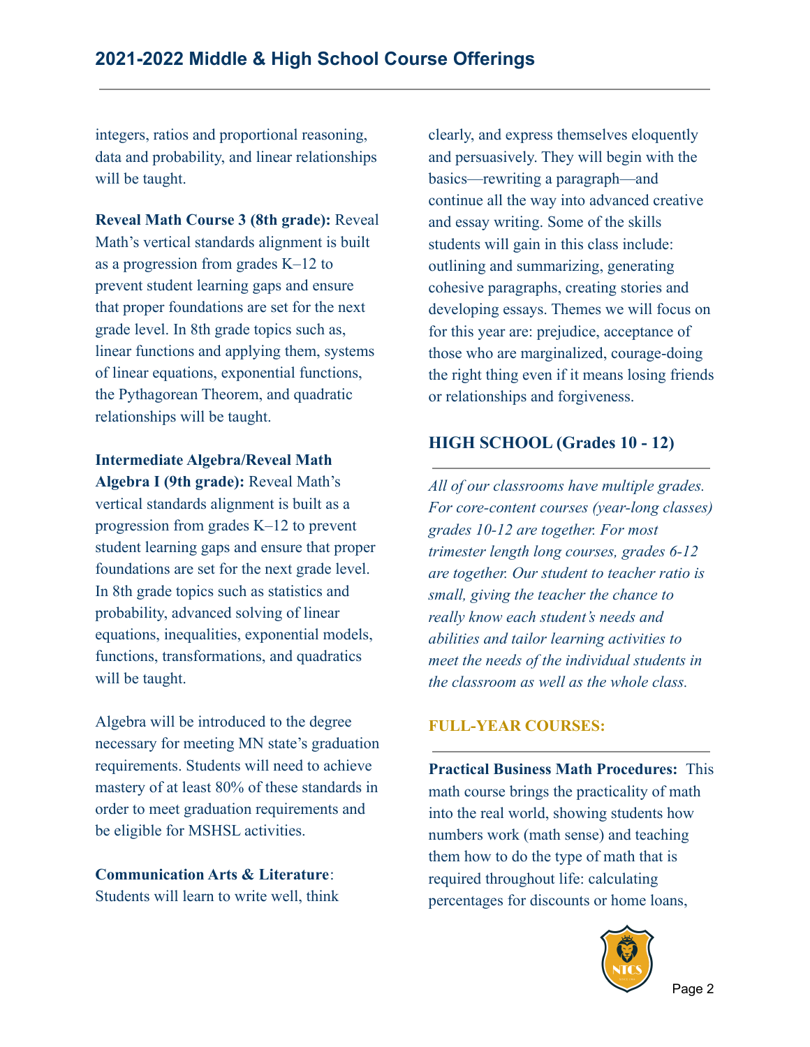integers, ratios and proportional reasoning, data and probability, and linear relationships will be taught.

**Reveal Math Course 3 (8th grade):** Reveal Math's vertical standards alignment is built as a progression from grades K–12 to prevent student learning gaps and ensure that proper foundations are set for the next grade level. In 8th grade topics such as, linear functions and applying them, systems of linear equations, exponential functions, the Pythagorean Theorem, and quadratic relationships will be taught.

**Intermediate Algebra/Reveal Math Algebra I (9th grade):** Reveal Math's vertical standards alignment is built as a progression from grades K–12 to prevent student learning gaps and ensure that proper foundations are set for the next grade level. In 8th grade topics such as statistics and probability, advanced solving of linear equations, inequalities, exponential models, functions, transformations, and quadratics will be taught.

Algebra will be introduced to the degree necessary for meeting MN state's graduation requirements. Students will need to achieve mastery of at least 80% of these standards in order to meet graduation requirements and be eligible for MSHSL activities.

**Communication Arts & Literature**: Students will learn to write well, think clearly, and express themselves eloquently and persuasively. They will begin with the basics—rewriting a paragraph—and continue all the way into advanced creative and essay writing. Some of the skills students will gain in this class include: outlining and summarizing, generating cohesive paragraphs, creating stories and developing essays. Themes we will focus on for this year are: prejudice, acceptance of those who are marginalized, courage-doing the right thing even if it means losing friends or relationships and forgiveness.

## HIGH SCHOOL (Grades 10 - 12)

*All of our classrooms have multiple grades. For core-content courses (year-long classes) grades 10-12 are together. For most trimester length long courses, grades 6-12 are together. Our student to teacher ratio is small, giving the teacher the chance to really know each student's needs and abilities and tailor learning activities to meet the needs of the individual students in the classroom as well as the whole class.*

### FULL-YEAR COURSES:

**Practical Business Math Procedures:** This math course brings the practicality of math into the real world, showing students how numbers work (math sense) and teaching them how to do the type of math that is required throughout life: calculating percentages for discounts or home loans,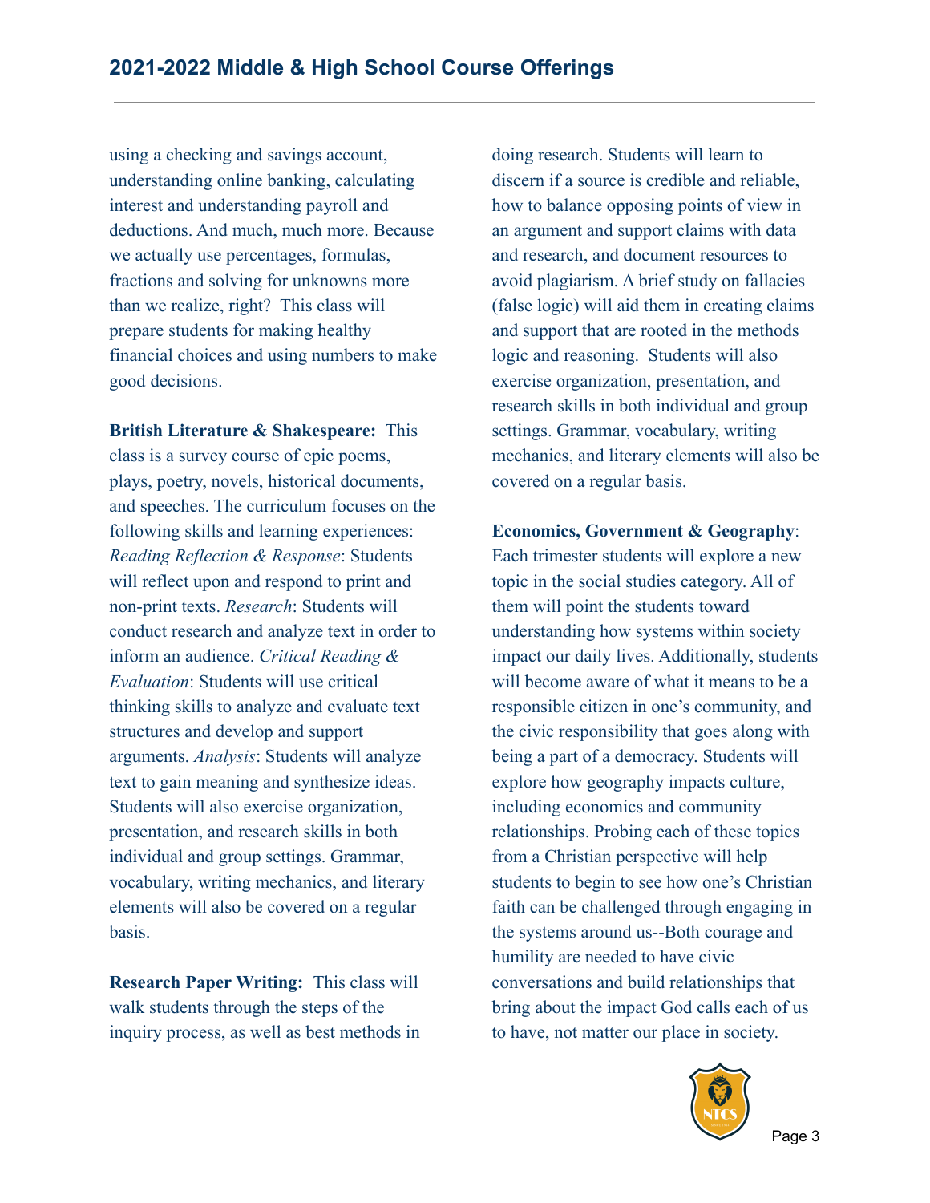using a checking and savings account, understanding online banking, calculating interest and understanding payroll and deductions. And much, much more. Because we actually use percentages, formulas, fractions and solving for unknowns more than we realize, right?  This class will prepare students for making healthy financial choices and using numbers to make good decisions.

**British Literature & Shakespeare:** This class is a survey course of epic poems, plays, poetry, novels, historical documents, and speeches. The curriculum focuses on the following skills and learning experiences: *Reading Reflection & Response*: Students will reflect upon and respond to print and non-print texts. *Research*: Students will conduct research and analyze text in order to inform an audience. *Critical Reading & Evaluation*: Students will use critical thinking skills to analyze and evaluate text structures and develop and support arguments. *Analysis*: Students will analyze text to gain meaning and synthesize ideas. Students will also exercise organization, presentation, and research skills in both individual and group settings. Grammar, vocabulary, writing mechanics, and literary elements will also be covered on a regular basis.

**Research Paper Writing:** This class will walk students through the steps of the inquiry process, as well as best methods in doing research. Students will learn to discern if a source is credible and reliable, how to balance opposing points of view in an argument and support claims with data and research, and document resources to avoid plagiarism. A brief study on fallacies (false logic) will aid them in creating claims and support that are rooted in the methods logic and reasoning.  Students will also exercise organization, presentation, and research skills in both individual and group settings. Grammar, vocabulary, writing mechanics, and literary elements will also be covered on a regular basis.

**Economics, Government & Geography**: Each trimester students will explore a new topic in the social studies category. All of them will point the students toward understanding how systems within society impact our daily lives. Additionally, students will become aware of what it means to be a responsible citizen in one's community, and the civic responsibility that goes along with being a part of a democracy. Students will explore how geography impacts culture, including economics and community relationships. Probing each of these topics from a Christian perspective will help students to begin to see how one's Christian faith can be challenged through engaging in the systems around us--Both courage and humility are needed to have civic conversations and build relationships that bring about the impact God calls each of us to have, not matter our place in society.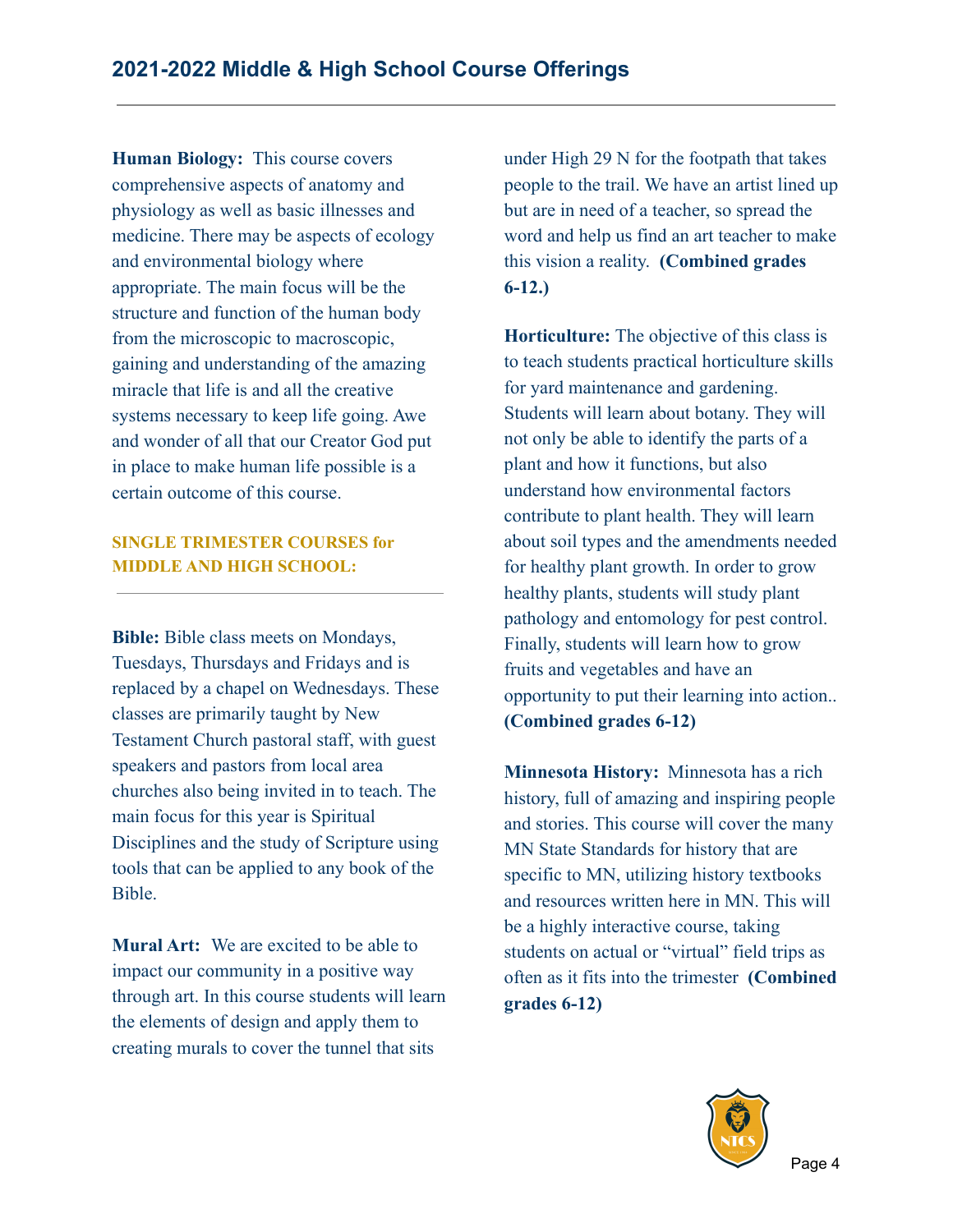**Human Biology:** This course covers comprehensive aspects of anatomy and physiology as well as basic illnesses and medicine. There may be aspects of ecology and environmental biology where appropriate. The main focus will be the structure and function of the human body from the microscopic to macroscopic, gaining and understanding of the amazing miracle that life is and all the creative systems necessary to keep life going. Awe and wonder of all that our Creator God put in place to make human life possible is a certain outcome of this course.

## SINGLE TRIMESTER COURSES for MIDDLE AND HIGH SCHOOL:

**Bible:** Bible class meets on Mondays, Tuesdays, Thursdays and Fridays and is replaced by a chapel on Wednesdays. These classes are primarily taught by New Testament Church pastoral staff, with guest speakers and pastors from local area churches also being invited in to teach. The main focus for this year is Spiritual Disciplines and the study of Scripture using tools that can be applied to any book of the Bible.

**Mural Art:** We are excited to be able to impact our community in a positive way through art. In this course students will learn the elements of design and apply them to creating murals to cover the tunnel that sits under High 29 N for the footpath that takes people to the trail. We have an artist lined up but are in need of a teacher, so spread the word and help us find an art teacher to make this vision a reality. **(Combined grades 6-12.)**

**Horticulture:** The objective of this class is to teach students practical horticulture skills for yard maintenance and gardening. Students will learn about botany. They will not only be able to identify the parts of a plant and how it functions, but also understand how environmental factors contribute to plant health. They will learn about soil types and the amendments needed for healthy plant growth. In order to grow healthy plants, students will study plant pathology and entomology for pest control. Finally, students will learn how to grow fruits and vegetables and have an opportunity to put their learning into action.. **(Combined grades 6-12)**

**Minnesota History:** Minnesota has a rich history, full of amazing and inspiring people and stories. This course will cover the many MN State Standards for history that are specific to MN, utilizing history textbooks and resources written here in MN. This will be a highly interactive course, taking students on actual or "virtual" field trips as often as it fits into the trimester **(Combined grades 6-12)**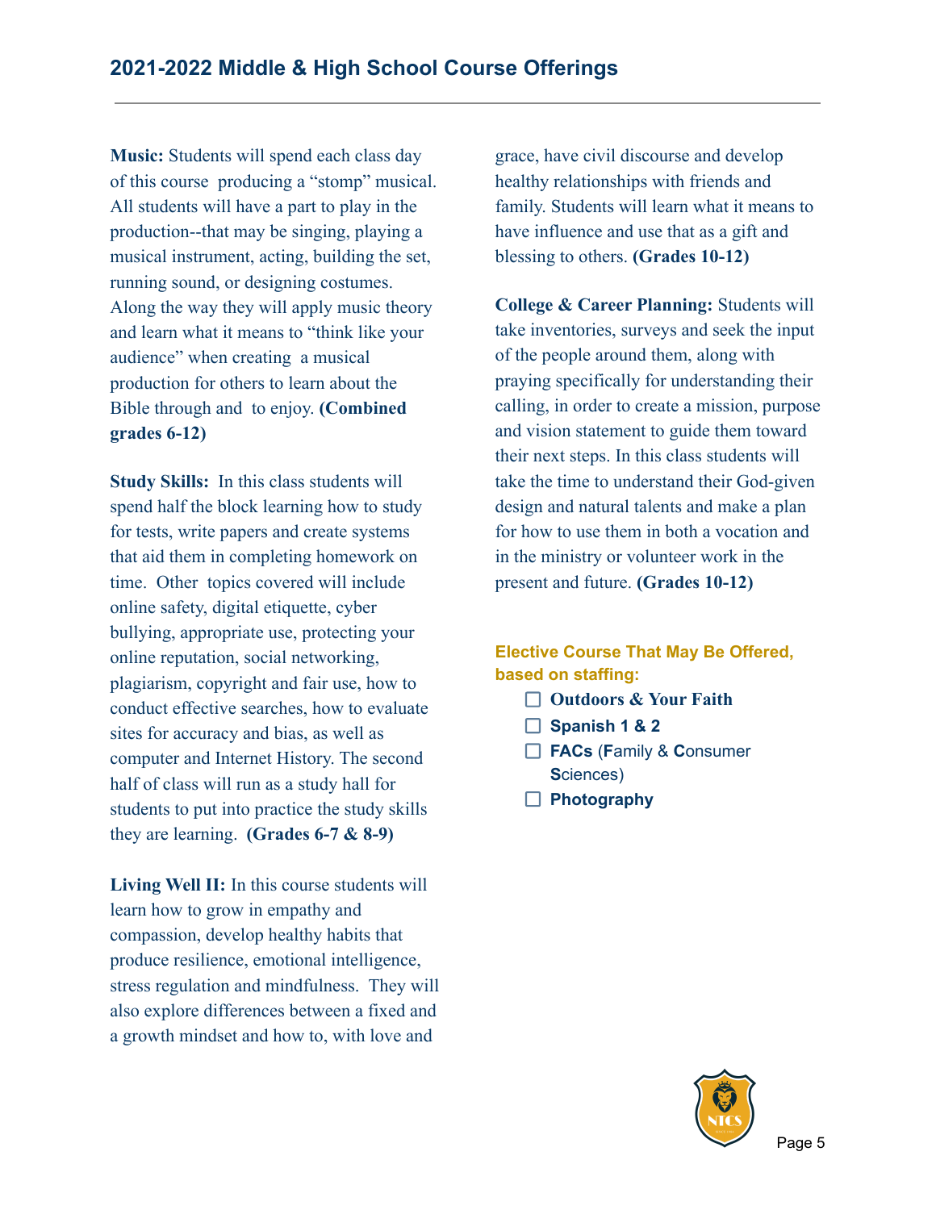## 2021-2022 Middle & High School Course Offerings

**Music:** Students will spend each class day of this course producing a "stomp" musical. All students will have a part to play in the production--that may be singing, playing a musical instrument, acting, building the set, running sound, or designing costumes. Along the way they will apply music theory and learn what it means to "think like your audience" when creating a musical production for others to learn about the Bible through and to enjoy. **(Combined grades 6-12)**

**Study Skills:** In this class students will spend half the block learning how to study for tests, write papers and create systems that aid them in completing homework on time. Other topics covered will include online safety, digital etiquette, cyber bullying, appropriate use, protecting your online reputation, social networking, plagiarism, copyright and fair use, how to conduct effective searches, how to evaluate sites for accuracy and bias, as well as computer and Internet History. The second half of class will run as a study hall for students to put into practice the study skills they are learning. **(Grades 6-7 & 8-9)**

**Living Well II:** In this course students will learn how to grow in empathy and compassion, develop healthy habits that produce resilience, emotional intelligence, stress regulation and mindfulness. They will also explore differences between a fixed and a growth mindset and how to, with love and grace, have civil discourse and develop healthy relationships with friends and family. Students will learn what it means to have influence and use that as a gift and blessing to others. **(Grades 10-12)**

**College & Career Planning:** Students will take inventories, surveys and seek the input of the people around them, along with praying specifically for understanding their calling, in order to create a mission, purpose and vision statement to guide them toward their next steps. In this class students will take the time to understand their God-given design and natural talents and make a plan for how to use them in both a vocation and in the ministry or volunteer work in the present and future. **(Grades 10-12)**

### Elective Course That May Be Offered, based on staffing:

- [ ] **Outdoors & Your Faith**
- [ ] **Spanish 1 & 2**
- [ ] **FACs** (**F**amily & **C**onsumer **S**ciences)
- [ ] **Photography**